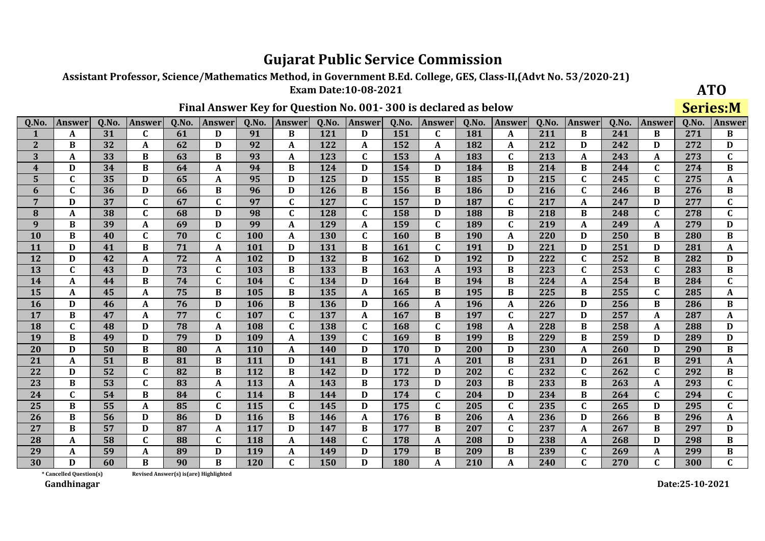# Gujarat Public Service Commission

**Assistant Professor, Science/Mathematics Method, in Government B.Ed. College, GES, Class-II,(Advt No. 53/2020-21)**

**Exam Date:10-08-2021**

**ATO**

**Final Answer Key for Question No. 001- 300 is declared as below**

**Series:M**

| Q.No. | Answer | Q.No. | Answer | Q.No. | Answer | Q.No. | Answer | Q.No. | Answer | Q.No. | Answer | Q.No. | Answer | Q.No. | Answer | Q.No. | Answer | Q.No. | Answer |
|---|---|---|---|---|---|---|---|---|---|---|---|---|---|---|---|---|---|---|---|
| 1 | A | 31 | C | 61 | D | 91 | B | 121 | D | 151 | C | 181 | A | 211 | B | 241 | B | 271 | B |
| 2 | B | 32 | A | 62 | D | 92 | A | 122 | A | 152 | A | 182 | A | 212 | D | 242 | D | 272 | D |
| 3 | A | 33 | B | 63 | B | 93 | A | 123 | C | 153 | A | 183 | C | 213 | A | 243 | A | 273 | C |
| 4 | D | 34 | B | 64 | A | 94 | B | 124 | D | 154 | D | 184 | B | 214 | B | 244 | C | 274 | B |
| 5 | C | 35 | D | 65 | A | 95 | D | 125 | D | 155 | B | 185 | D | 215 | C | 245 | C | 275 | A |
| 6 | C | 36 | D | 66 | B | 96 | D | 126 | B | 156 | B | 186 | D | 216 | C | 246 | B | 276 | B |
| 7 | D | 37 | C | 67 | C | 97 | C | 127 | C | 157 | D | 187 | C | 217 | A | 247 | D | 277 | C |
| 8 | A | 38 | C | 68 | D | 98 | C | 128 | C | 158 | D | 188 | B | 218 | B | 248 | C | 278 | C |
| 9 | B | 39 | A | 69 | D | 99 | A | 129 | A | 159 | C | 189 | C | 219 | A | 249 | A | 279 | D |
| 10 | B | 40 | C | 70 | C | 100 | A | 130 | C | 160 | B | 190 | A | 220 | D | 250 | B | 280 | B |
| 11 | D | 41 | B | 71 | A | 101 | D | 131 | B | 161 | C | 191 | D | 221 | D | 251 | D | 281 | A |
| 12 | D | 42 | A | 72 | A | 102 | D | 132 | B | 162 | D | 192 | D | 222 | C | 252 | B | 282 | D |
| 13 | C | 43 | D | 73 | C | 103 | B | 133 | B | 163 | A | 193 | B | 223 | C | 253 | C | 283 | B |
| 14 | A | 44 | B | 74 | C | 104 | C | 134 | D | 164 | B | 194 | B | 224 | A | 254 | B | 284 | C |
| 15 | A | 45 | A | 75 | B | 105 | B | 135 | A | 165 | B | 195 | B | 225 | B | 255 | C | 285 | A |
| 16 | D | 46 | A | 76 | D | 106 | B | 136 | D | 166 | A | 196 | A | 226 | D | 256 | B | 286 | B |
| 17 | B | 47 | A | 77 | C | 107 | C | 137 | A | 167 | B | 197 | C | 227 | D | 257 | A | 287 | A |
| 18 | C | 48 | D | 78 | A | 108 | C | 138 | C | 168 | C | 198 | A | 228 | B | 258 | A | 288 | D |
| 19 | B | 49 | D | 79 | D | 109 | A | 139 | C | 169 | B | 199 | B | 229 | B | 259 | D | 289 | D |
| 20 | D | 50 | B | 80 | A | 110 | A | 140 | D | 170 | D | 200 | D | 230 | A | 260 | D | 290 | B |
| 21 | A | 51 | B | 81 | B | 111 | D | 141 | B | 171 | A | 201 | B | 231 | D | 261 | B | 291 | A |
| 22 | D | 52 | C | 82 | B | 112 | B | 142 | D | 172 | D | 202 | C | 232 | C | 262 | C | 292 | B |
| 23 | B | 53 | C | 83 | A | 113 | A | 143 | B | 173 | D | 203 | B | 233 | B | 263 | A | 293 | C |
| 24 | C | 54 | B | 84 | C | 114 | B | 144 | D | 174 | C | 204 | D | 234 | B | 264 | C | 294 | C |
| 25 | B | 55 | A | 85 | C | 115 | C | 145 | D | 175 | C | 205 | C | 235 | C | 265 | D | 295 | C |
| 26 | B | 56 | D | 86 | D | 116 | B | 146 | A | 176 | B | 206 | A | 236 | D | 266 | B | 296 | A |
| 27 | B | 57 | D | 87 | A | 117 | D | 147 | B | 177 | B | 207 | C | 237 | A | 267 | B | 297 | D |
| 28 | A | 58 | C | 88 | C | 118 | A | 148 | C | 178 | A | 208 | D | 238 | A | 268 | D | 298 | B |
| 29 | A | 59 | A | 89 | D | 119 | A | 149 | D | 179 | B | 209 | B | 239 | C | 269 | A | 299 | B |
| 30 | D | 60 | B | 90 | B | 120 | C | 150 | D | 180 | A | 210 | A | 240 | C | 270 | C | 300 | C |

\* Cancelled Question(s)    Revised Answer(s) is(are) Highlighted

Gandhinagar

Date:25-10-2021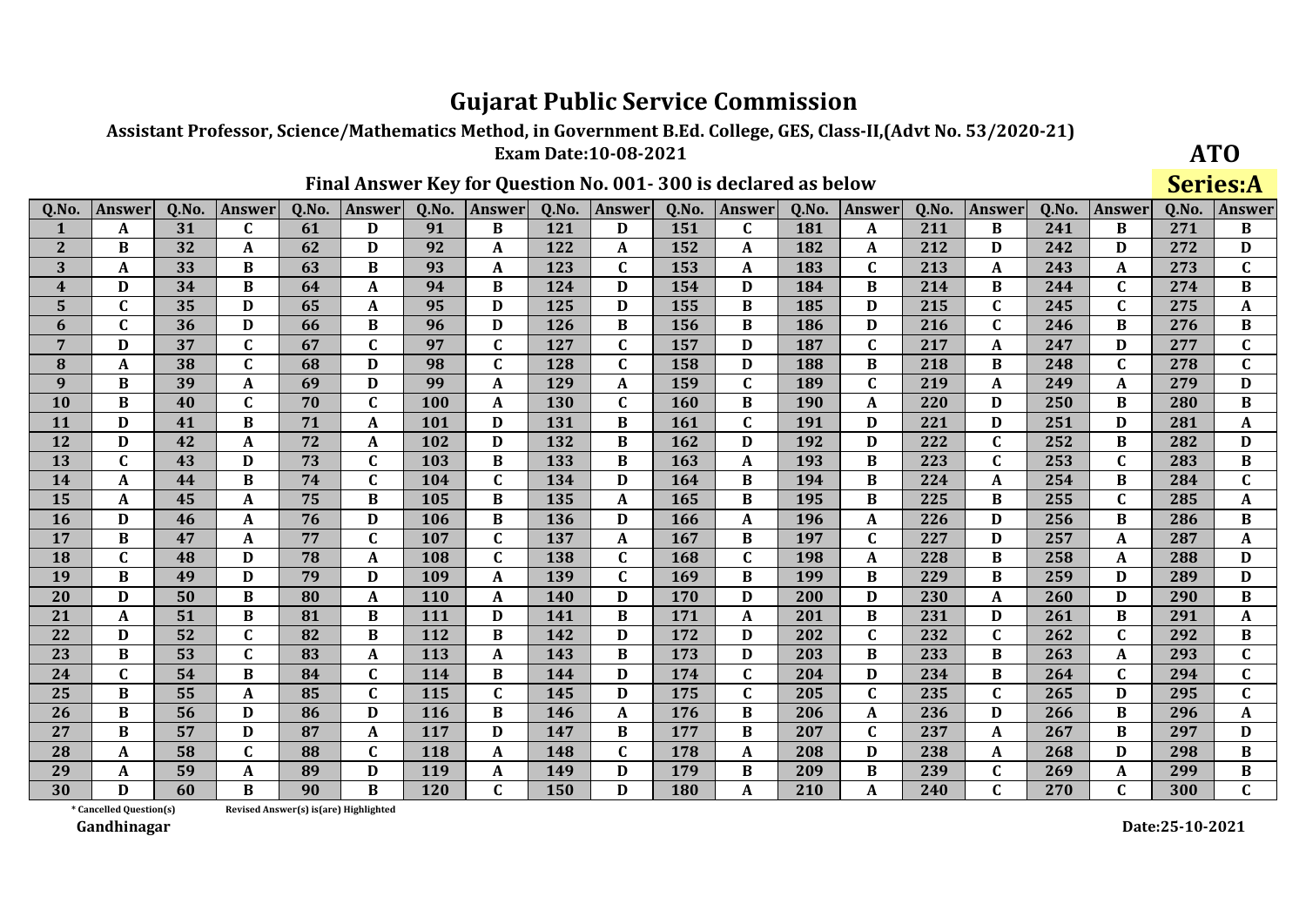# Gujarat Public Service Commission

**Assistant Professor, Science/Mathematics Method, in Government B.Ed. College, GES, Class-II,(Advt No. 53/2020-21)**

**Exam Date:10-08-2021**

**ATO**

**Final Answer Key for Question No. 001- 300 is declared as below**

**Series:A**

| Q.No. | Answer | Q.No. | Answer | Q.No. | Answer | Q.No. | Answer | Q.No. | Answer | Q.No. | Answer | Q.No. | Answer | Q.No. | Answer | Q.No. | Answer | Q.No. | Answer |
|---|---|---|---|---|---|---|---|---|---|---|---|---|---|---|---|---|---|---|---|
| 1 | A | 31 | C | 61 | D | 91 | B | 121 | D | 151 | C | 181 | A | 211 | B | 241 | B | 271 | B |
| 2 | B | 32 | A | 62 | D | 92 | A | 122 | A | 152 | A | 182 | A | 212 | D | 242 | D | 272 | D |
| 3 | A | 33 | B | 63 | B | 93 | A | 123 | C | 153 | A | 183 | C | 213 | A | 243 | A | 273 | C |
| 4 | D | 34 | B | 64 | A | 94 | B | 124 | D | 154 | D | 184 | B | 214 | B | 244 | C | 274 | B |
| 5 | C | 35 | D | 65 | A | 95 | D | 125 | D | 155 | B | 185 | D | 215 | C | 245 | C | 275 | A |
| 6 | C | 36 | D | 66 | B | 96 | D | 126 | B | 156 | B | 186 | D | 216 | C | 246 | B | 276 | B |
| 7 | D | 37 | C | 67 | C | 97 | C | 127 | C | 157 | D | 187 | C | 217 | A | 247 | D | 277 | C |
| 8 | A | 38 | C | 68 | D | 98 | C | 128 | C | 158 | D | 188 | B | 218 | B | 248 | C | 278 | C |
| 9 | B | 39 | A | 69 | D | 99 | A | 129 | A | 159 | C | 189 | C | 219 | A | 249 | A | 279 | D |
| 10 | B | 40 | C | 70 | C | 100 | A | 130 | C | 160 | B | 190 | A | 220 | D | 250 | B | 280 | B |
| 11 | D | 41 | B | 71 | A | 101 | D | 131 | B | 161 | C | 191 | D | 221 | D | 251 | D | 281 | A |
| 12 | D | 42 | A | 72 | A | 102 | D | 132 | B | 162 | D | 192 | D | 222 | C | 252 | B | 282 | D |
| 13 | C | 43 | D | 73 | C | 103 | B | 133 | B | 163 | A | 193 | B | 223 | C | 253 | C | 283 | B |
| 14 | A | 44 | B | 74 | C | 104 | C | 134 | D | 164 | B | 194 | B | 224 | A | 254 | B | 284 | C |
| 15 | A | 45 | A | 75 | B | 105 | B | 135 | A | 165 | B | 195 | B | 225 | B | 255 | C | 285 | A |
| 16 | D | 46 | A | 76 | D | 106 | B | 136 | D | 166 | A | 196 | A | 226 | D | 256 | B | 286 | B |
| 17 | B | 47 | A | 77 | C | 107 | C | 137 | A | 167 | B | 197 | C | 227 | D | 257 | A | 287 | A |
| 18 | C | 48 | D | 78 | A | 108 | C | 138 | C | 168 | C | 198 | A | 228 | B | 258 | A | 288 | D |
| 19 | B | 49 | D | 79 | D | 109 | A | 139 | C | 169 | B | 199 | B | 229 | B | 259 | D | 289 | D |
| 20 | D | 50 | B | 80 | A | 110 | A | 140 | D | 170 | D | 200 | D | 230 | A | 260 | D | 290 | B |
| 21 | A | 51 | B | 81 | B | 111 | D | 141 | B | 171 | A | 201 | B | 231 | D | 261 | B | 291 | A |
| 22 | D | 52 | C | 82 | B | 112 | B | 142 | D | 172 | D | 202 | C | 232 | C | 262 | C | 292 | B |
| 23 | B | 53 | C | 83 | A | 113 | A | 143 | B | 173 | D | 203 | B | 233 | B | 263 | A | 293 | C |
| 24 | C | 54 | B | 84 | C | 114 | B | 144 | D | 174 | C | 204 | D | 234 | B | 264 | C | 294 | C |
| 25 | B | 55 | A | 85 | C | 115 | C | 145 | D | 175 | C | 205 | C | 235 | C | 265 | D | 295 | C |
| 26 | B | 56 | D | 86 | D | 116 | B | 146 | A | 176 | B | 206 | A | 236 | D | 266 | B | 296 | A |
| 27 | B | 57 | D | 87 | A | 117 | D | 147 | B | 177 | B | 207 | C | 237 | A | 267 | B | 297 | D |
| 28 | A | 58 | C | 88 | C | 118 | A | 148 | C | 178 | A | 208 | D | 238 | A | 268 | D | 298 | B |
| 29 | A | 59 | A | 89 | D | 119 | A | 149 | D | 179 | B | 209 | B | 239 | C | 269 | A | 299 | B |
| 30 | D | 60 | B | 90 | B | 120 | C | 150 | D | 180 | A | 210 | A | 240 | C | 270 | C | 300 | C |

\* Cancelled Question(s)    Revised Answer(s) is(are) Highlighted

Gandhinagar

Date:25-10-2021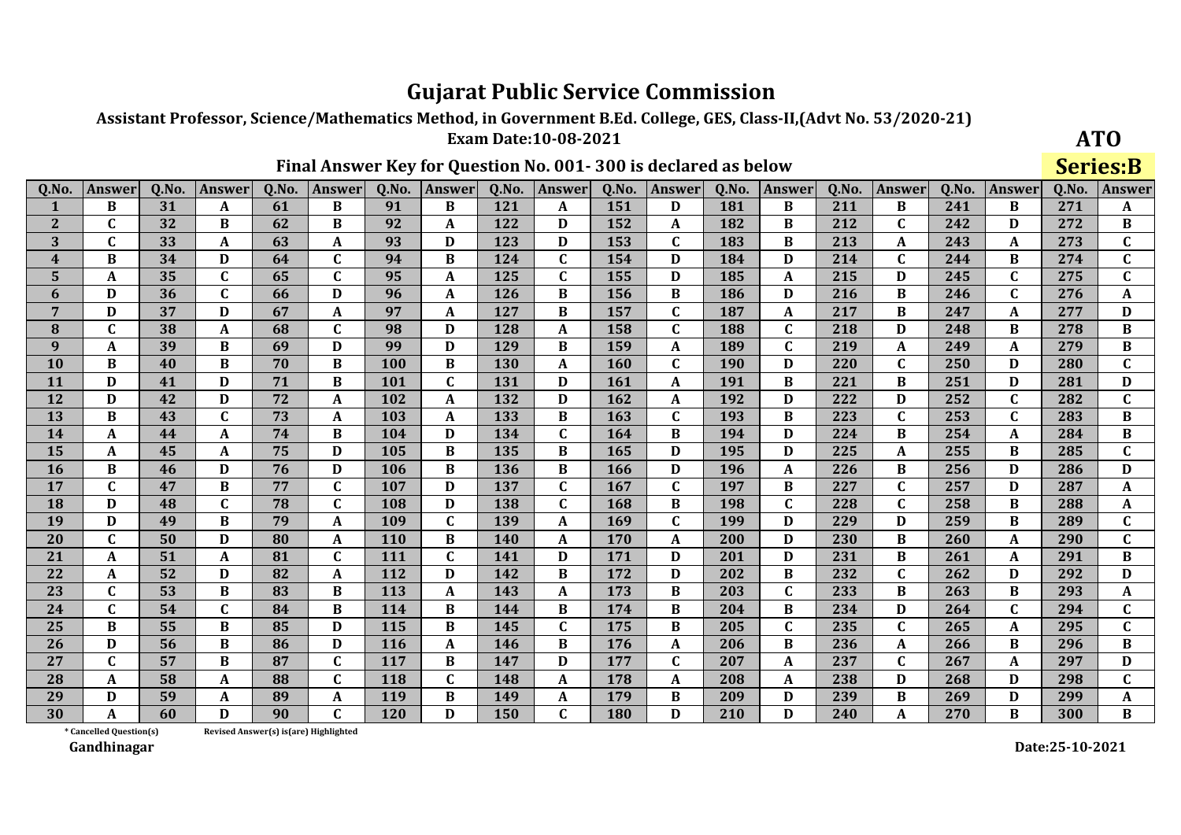# Gujarat Public Service Commission

**Assistant Professor, Science/Mathematics Method, in Government B.Ed. College, GES, Class-II,(Advt No. 53/2020-21)**

**Exam Date:10-08-2021**

**ATO**

**Final Answer Key for Question No. 001- 300 is declared as below**

**Series:B**

| Q.No. | Answer | Q.No. | Answer | Q.No. | Answer | Q.No. | Answer | Q.No. | Answer | Q.No. | Answer | Q.No. | Answer | Q.No. | Answer | Q.No. | Answer | Q.No. | Answer |
|---|---|---|---|---|---|---|---|---|---|---|---|---|---|---|---|---|---|---|---|
| 1 | B | 31 | A | 61 | B | 91 | B | 121 | A | 151 | D | 181 | B | 211 | B | 241 | B | 271 | A |
| 2 | C | 32 | B | 62 | B | 92 | A | 122 | D | 152 | A | 182 | B | 212 | C | 242 | D | 272 | B |
| 3 | C | 33 | A | 63 | A | 93 | D | 123 | D | 153 | C | 183 | B | 213 | A | 243 | A | 273 | C |
| 4 | B | 34 | D | 64 | C | 94 | B | 124 | C | 154 | D | 184 | D | 214 | C | 244 | B | 274 | C |
| 5 | A | 35 | C | 65 | C | 95 | A | 125 | C | 155 | D | 185 | A | 215 | D | 245 | C | 275 | C |
| 6 | D | 36 | C | 66 | D | 96 | A | 126 | B | 156 | B | 186 | D | 216 | B | 246 | C | 276 | A |
| 7 | D | 37 | D | 67 | A | 97 | A | 127 | B | 157 | C | 187 | A | 217 | B | 247 | A | 277 | D |
| 8 | C | 38 | A | 68 | C | 98 | D | 128 | A | 158 | C | 188 | C | 218 | D | 248 | B | 278 | B |
| 9 | A | 39 | B | 69 | D | 99 | D | 129 | B | 159 | A | 189 | C | 219 | A | 249 | A | 279 | B |
| 10 | B | 40 | B | 70 | B | 100 | B | 130 | A | 160 | C | 190 | D | 220 | C | 250 | D | 280 | C |
| 11 | D | 41 | D | 71 | B | 101 | C | 131 | D | 161 | A | 191 | B | 221 | B | 251 | D | 281 | D |
| 12 | D | 42 | D | 72 | A | 102 | A | 132 | D | 162 | A | 192 | D | 222 | D | 252 | C | 282 | C |
| 13 | B | 43 | C | 73 | A | 103 | A | 133 | B | 163 | C | 193 | B | 223 | C | 253 | C | 283 | B |
| 14 | A | 44 | A | 74 | B | 104 | D | 134 | C | 164 | B | 194 | D | 224 | B | 254 | A | 284 | B |
| 15 | A | 45 | A | 75 | D | 105 | B | 135 | B | 165 | D | 195 | D | 225 | A | 255 | B | 285 | C |
| 16 | B | 46 | D | 76 | D | 106 | B | 136 | B | 166 | D | 196 | A | 226 | B | 256 | D | 286 | D |
| 17 | C | 47 | B | 77 | C | 107 | D | 137 | C | 167 | C | 197 | B | 227 | C | 257 | D | 287 | A |
| 18 | D | 48 | C | 78 | C | 108 | D | 138 | C | 168 | B | 198 | C | 228 | C | 258 | B | 288 | A |
| 19 | D | 49 | B | 79 | A | 109 | C | 139 | A | 169 | C | 199 | D | 229 | D | 259 | B | 289 | C |
| 20 | C | 50 | D | 80 | A | 110 | B | 140 | A | 170 | A | 200 | D | 230 | B | 260 | A | 290 | C |
| 21 | A | 51 | A | 81 | C | 111 | C | 141 | D | 171 | D | 201 | D | 231 | B | 261 | A | 291 | B |
| 22 | A | 52 | D | 82 | A | 112 | D | 142 | B | 172 | D | 202 | B | 232 | C | 262 | D | 292 | D |
| 23 | C | 53 | B | 83 | B | 113 | A | 143 | A | 173 | B | 203 | C | 233 | B | 263 | B | 293 | A |
| 24 | C | 54 | C | 84 | B | 114 | B | 144 | B | 174 | B | 204 | B | 234 | D | 264 | C | 294 | C |
| 25 | B | 55 | B | 85 | D | 115 | B | 145 | C | 175 | B | 205 | C | 235 | C | 265 | A | 295 | C |
| 26 | D | 56 | B | 86 | D | 116 | A | 146 | B | 176 | A | 206 | B | 236 | A | 266 | B | 296 | B |
| 27 | C | 57 | B | 87 | C | 117 | B | 147 | D | 177 | C | 207 | A | 237 | C | 267 | A | 297 | D |
| 28 | A | 58 | A | 88 | C | 118 | C | 148 | A | 178 | A | 208 | A | 238 | D | 268 | D | 298 | C |
| 29 | D | 59 | A | 89 | A | 119 | B | 149 | A | 179 | B | 209 | D | 239 | B | 269 | D | 299 | A |
| 30 | A | 60 | D | 90 | C | 120 | D | 150 | C | 180 | D | 210 | D | 240 | A | 270 | B | 300 | B |

* Cancelled Question(s)  Revised Answer(s) is(are) Highlighted

Gandhinagar

Date:25-10-2021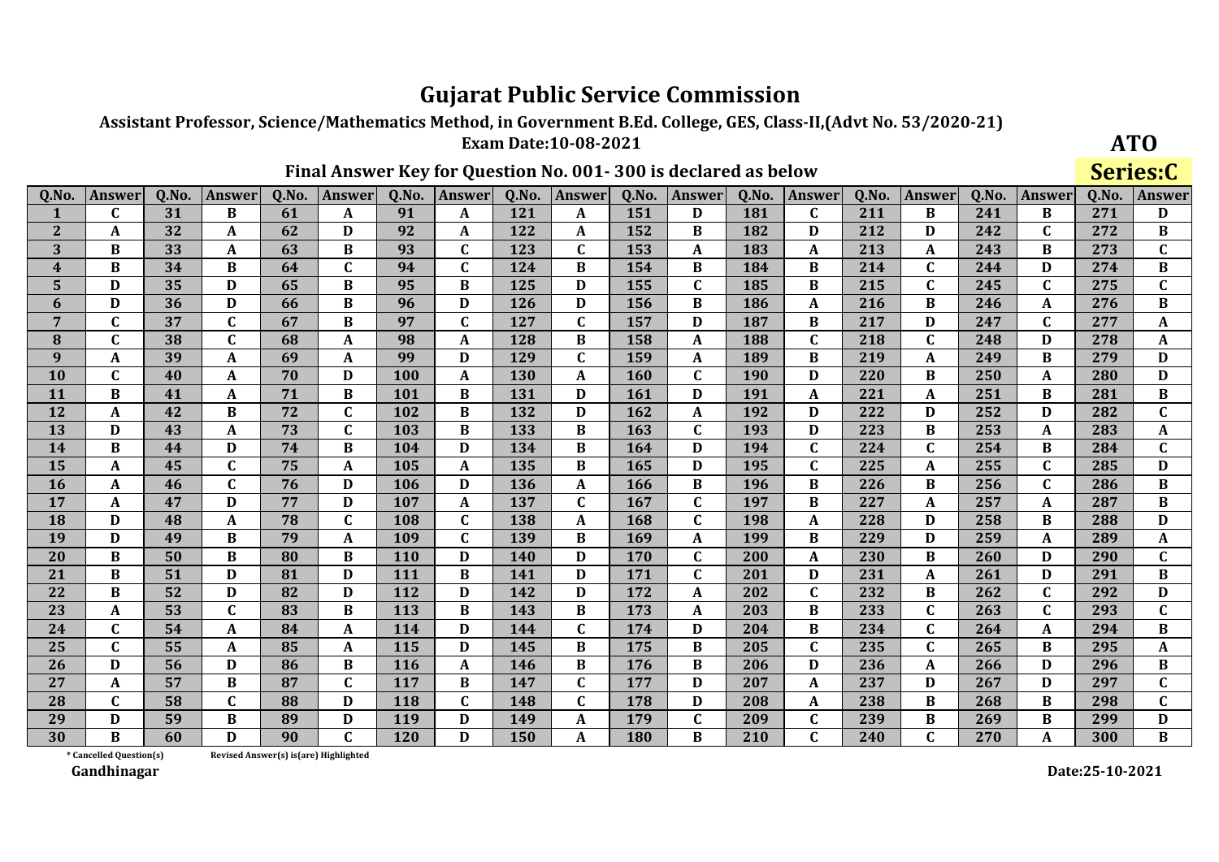# Gujarat Public Service Commission

**Assistant Professor, Science/Mathematics Method, in Government B.Ed. College, GES, Class-II,(Advt No. 53/2020-21)**

**Exam Date:10-08-2021**

**ATO**

**Final Answer Key for Question No. 001- 300 is declared as below**

**Series:C**

| Q.No. | Answer | Q.No. | Answer | Q.No. | Answer | Q.No. | Answer | Q.No. | Answer | Q.No. | Answer | Q.No. | Answer | Q.No. | Answer | Q.No. | Answer | Q.No. | Answer |
|---|---|---|---|---|---|---|---|---|---|---|---|---|---|---|---|---|---|---|---|
| 1 | C | 31 | B | 61 | A | 91 | A | 121 | A | 151 | D | 181 | C | 211 | B | 241 | B | 271 | D |
| 2 | A | 32 | A | 62 | D | 92 | A | 122 | A | 152 | B | 182 | D | 212 | D | 242 | C | 272 | B |
| 3 | B | 33 | A | 63 | B | 93 | C | 123 | C | 153 | A | 183 | A | 213 | A | 243 | B | 273 | C |
| 4 | B | 34 | B | 64 | C | 94 | C | 124 | B | 154 | B | 184 | B | 214 | C | 244 | D | 274 | B |
| 5 | D | 35 | D | 65 | B | 95 | B | 125 | D | 155 | C | 185 | B | 215 | C | 245 | C | 275 | C |
| 6 | D | 36 | D | 66 | B | 96 | D | 126 | D | 156 | B | 186 | A | 216 | B | 246 | A | 276 | B |
| 7 | C | 37 | C | 67 | B | 97 | C | 127 | C | 157 | D | 187 | B | 217 | D | 247 | C | 277 | A |
| 8 | C | 38 | C | 68 | A | 98 | A | 128 | B | 158 | A | 188 | C | 218 | C | 248 | D | 278 | A |
| 9 | A | 39 | A | 69 | A | 99 | D | 129 | C | 159 | A | 189 | B | 219 | A | 249 | B | 279 | D |
| 10 | C | 40 | A | 70 | D | 100 | A | 130 | A | 160 | C | 190 | D | 220 | B | 250 | A | 280 | D |
| 11 | B | 41 | A | 71 | B | 101 | B | 131 | D | 161 | D | 191 | A | 221 | A | 251 | B | 281 | B |
| 12 | A | 42 | B | 72 | C | 102 | B | 132 | D | 162 | A | 192 | D | 222 | D | 252 | D | 282 | C |
| 13 | D | 43 | A | 73 | C | 103 | B | 133 | B | 163 | C | 193 | D | 223 | B | 253 | A | 283 | A |
| 14 | B | 44 | D | 74 | B | 104 | D | 134 | B | 164 | D | 194 | C | 224 | C | 254 | B | 284 | C |
| 15 | A | 45 | C | 75 | A | 105 | A | 135 | B | 165 | D | 195 | C | 225 | A | 255 | C | 285 | D |
| 16 | A | 46 | C | 76 | D | 106 | D | 136 | A | 166 | B | 196 | B | 226 | B | 256 | C | 286 | B |
| 17 | A | 47 | D | 77 | D | 107 | A | 137 | C | 167 | C | 197 | B | 227 | A | 257 | A | 287 | B |
| 18 | D | 48 | A | 78 | C | 108 | C | 138 | A | 168 | C | 198 | A | 228 | D | 258 | B | 288 | D |
| 19 | D | 49 | B | 79 | A | 109 | C | 139 | B | 169 | A | 199 | B | 229 | D | 259 | A | 289 | A |
| 20 | B | 50 | B | 80 | B | 110 | D | 140 | D | 170 | C | 200 | A | 230 | B | 260 | D | 290 | C |
| 21 | B | 51 | D | 81 | D | 111 | B | 141 | D | 171 | C | 201 | D | 231 | A | 261 | D | 291 | B |
| 22 | B | 52 | D | 82 | D | 112 | D | 142 | D | 172 | A | 202 | C | 232 | B | 262 | C | 292 | D |
| 23 | A | 53 | C | 83 | B | 113 | B | 143 | B | 173 | A | 203 | B | 233 | C | 263 | C | 293 | C |
| 24 | C | 54 | A | 84 | A | 114 | D | 144 | C | 174 | D | 204 | B | 234 | C | 264 | A | 294 | B |
| 25 | C | 55 | A | 85 | A | 115 | D | 145 | B | 175 | B | 205 | C | 235 | C | 265 | B | 295 | A |
| 26 | D | 56 | D | 86 | B | 116 | A | 146 | B | 176 | B | 206 | D | 236 | A | 266 | D | 296 | B |
| 27 | A | 57 | B | 87 | C | 117 | B | 147 | C | 177 | D | 207 | A | 237 | D | 267 | D | 297 | C |
| 28 | C | 58 | C | 88 | D | 118 | C | 148 | C | 178 | D | 208 | A | 238 | B | 268 | B | 298 | C |
| 29 | D | 59 | B | 89 | D | 119 | D | 149 | A | 179 | C | 209 | C | 239 | B | 269 | B | 299 | D |
| 30 | B | 60 | D | 90 | C | 120 | D | 150 | A | 180 | B | 210 | C | 240 | C | 270 | A | 300 | B |

\* Cancelled Question(s)    Revised Answer(s) is(are) Highlighted

Gandhinagar

Date:25-10-2021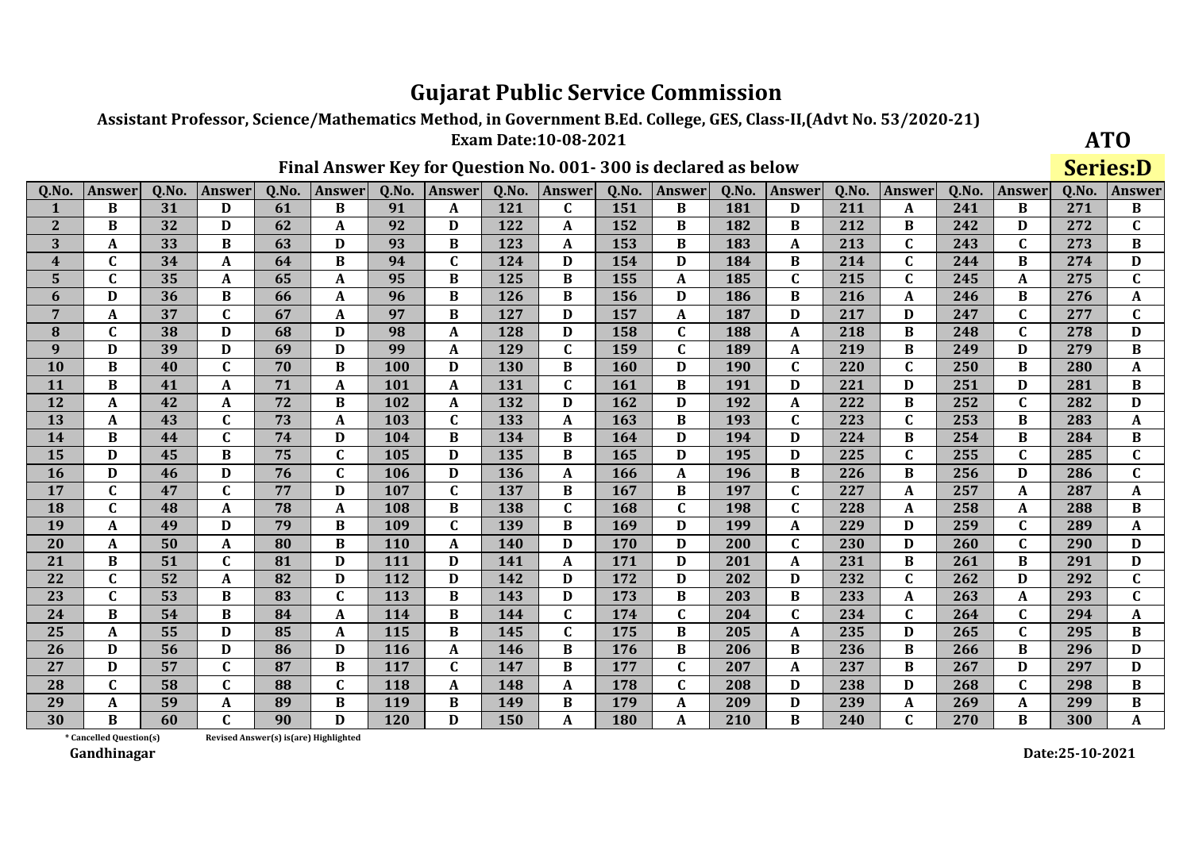# Gujarat Public Service Commission

**Assistant Professor, Science/Mathematics Method, in Government B.Ed. College, GES, Class-II,(Advt No. 53/2020-21)**

**Exam Date:10-08-2021**

**ATO**

**Final Answer Key for Question No. 001- 300 is declared as below**

**Series:D**

| Q.No. | Answer | Q.No. | Answer | Q.No. | Answer | Q.No. | Answer | Q.No. | Answer | Q.No. | Answer | Q.No. | Answer | Q.No. | Answer | Q.No. | Answer | Q.No. | Answer |
|---|---|---|---|---|---|---|---|---|---|---|---|---|---|---|---|---|---|---|---|
| 1 | B | 31 | D | 61 | B | 91 | A | 121 | C | 151 | B | 181 | D | 211 | A | 241 | B | 271 | B |
| 2 | B | 32 | D | 62 | A | 92 | D | 122 | A | 152 | B | 182 | B | 212 | B | 242 | D | 272 | C |
| 3 | A | 33 | B | 63 | D | 93 | B | 123 | A | 153 | B | 183 | A | 213 | C | 243 | C | 273 | B |
| 4 | C | 34 | A | 64 | B | 94 | C | 124 | D | 154 | D | 184 | B | 214 | C | 244 | B | 274 | D |
| 5 | C | 35 | A | 65 | A | 95 | B | 125 | B | 155 | A | 185 | C | 215 | C | 245 | A | 275 | C |
| 6 | D | 36 | B | 66 | A | 96 | B | 126 | B | 156 | D | 186 | B | 216 | A | 246 | B | 276 | A |
| 7 | A | 37 | C | 67 | A | 97 | B | 127 | D | 157 | A | 187 | D | 217 | D | 247 | C | 277 | C |
| 8 | C | 38 | D | 68 | D | 98 | A | 128 | D | 158 | C | 188 | A | 218 | B | 248 | C | 278 | D |
| 9 | D | 39 | D | 69 | D | 99 | A | 129 | C | 159 | C | 189 | A | 219 | B | 249 | D | 279 | B |
| 10 | B | 40 | C | 70 | B | 100 | D | 130 | B | 160 | D | 190 | C | 220 | C | 250 | B | 280 | A |
| 11 | B | 41 | A | 71 | A | 101 | A | 131 | C | 161 | B | 191 | D | 221 | D | 251 | D | 281 | B |
| 12 | A | 42 | A | 72 | B | 102 | A | 132 | D | 162 | D | 192 | A | 222 | B | 252 | C | 282 | D |
| 13 | A | 43 | C | 73 | A | 103 | C | 133 | A | 163 | B | 193 | C | 223 | C | 253 | B | 283 | A |
| 14 | B | 44 | C | 74 | D | 104 | B | 134 | B | 164 | D | 194 | D | 224 | B | 254 | B | 284 | B |
| 15 | D | 45 | B | 75 | C | 105 | D | 135 | B | 165 | D | 195 | D | 225 | C | 255 | C | 285 | C |
| 16 | D | 46 | D | 76 | C | 106 | D | 136 | A | 166 | A | 196 | B | 226 | B | 256 | D | 286 | C |
| 17 | C | 47 | C | 77 | D | 107 | C | 137 | B | 167 | B | 197 | C | 227 | A | 257 | A | 287 | A |
| 18 | C | 48 | A | 78 | A | 108 | B | 138 | C | 168 | C | 198 | C | 228 | A | 258 | A | 288 | B |
| 19 | A | 49 | D | 79 | B | 109 | C | 139 | B | 169 | D | 199 | A | 229 | D | 259 | C | 289 | A |
| 20 | A | 50 | A | 80 | B | 110 | A | 140 | D | 170 | D | 200 | C | 230 | D | 260 | C | 290 | D |
| 21 | B | 51 | C | 81 | D | 111 | D | 141 | A | 171 | D | 201 | A | 231 | B | 261 | B | 291 | D |
| 22 | C | 52 | A | 82 | D | 112 | D | 142 | D | 172 | D | 202 | D | 232 | C | 262 | D | 292 | C |
| 23 | C | 53 | B | 83 | C | 113 | B | 143 | D | 173 | B | 203 | B | 233 | A | 263 | A | 293 | C |
| 24 | B | 54 | B | 84 | A | 114 | B | 144 | C | 174 | C | 204 | C | 234 | C | 264 | C | 294 | A |
| 25 | A | 55 | D | 85 | A | 115 | B | 145 | C | 175 | B | 205 | A | 235 | D | 265 | C | 295 | B |
| 26 | D | 56 | D | 86 | D | 116 | A | 146 | B | 176 | B | 206 | B | 236 | B | 266 | B | 296 | D |
| 27 | D | 57 | C | 87 | B | 117 | C | 147 | B | 177 | C | 207 | A | 237 | B | 267 | D | 297 | D |
| 28 | C | 58 | C | 88 | C | 118 | A | 148 | A | 178 | C | 208 | D | 238 | D | 268 | C | 298 | B |
| 29 | A | 59 | A | 89 | B | 119 | B | 149 | B | 179 | A | 209 | D | 239 | A | 269 | A | 299 | B |
| 30 | B | 60 | C | 90 | D | 120 | D | 150 | A | 180 | A | 210 | B | 240 | C | 270 | B | 300 | A |

* Cancelled Question(s)    Revised Answer(s) is(are) Highlighted

Gandhinagar

Date:25-10-2021